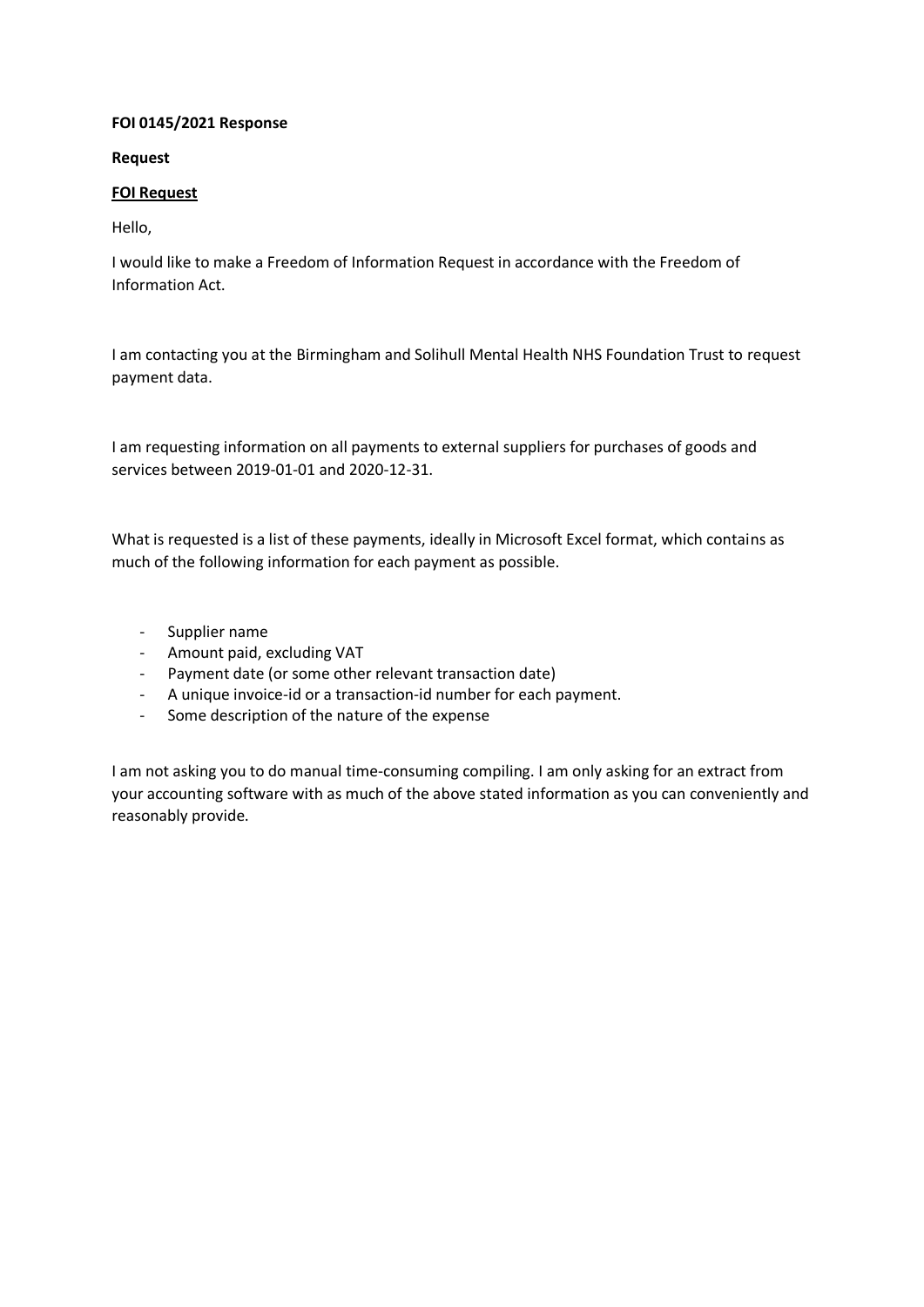**FOI 0145/2021 Response**

**Request**

**FOI Request**

Hello,

I would like to make a Freedom of Information Request in accordance with the Freedom of Information Act.

I am contacting you at the Birmingham and Solihull Mental Health NHS Foundation Trust to request payment data.

I am requesting information on all payments to external suppliers for purchases of goods and services between 2019-01-01 and 2020-12-31.

What is requested is a list of these payments, ideally in Microsoft Excel format, which contains as much of the following information for each payment as possible.

- Supplier name
- Amount paid, excluding VAT
- Payment date (or some other relevant transaction date)
- A unique invoice-id or a transaction-id number for each payment.
- Some description of the nature of the expense

I am not asking you to do manual time-consuming compiling. I am only asking for an extract from your accounting software with as much of the above stated information as you can conveniently and reasonably provide.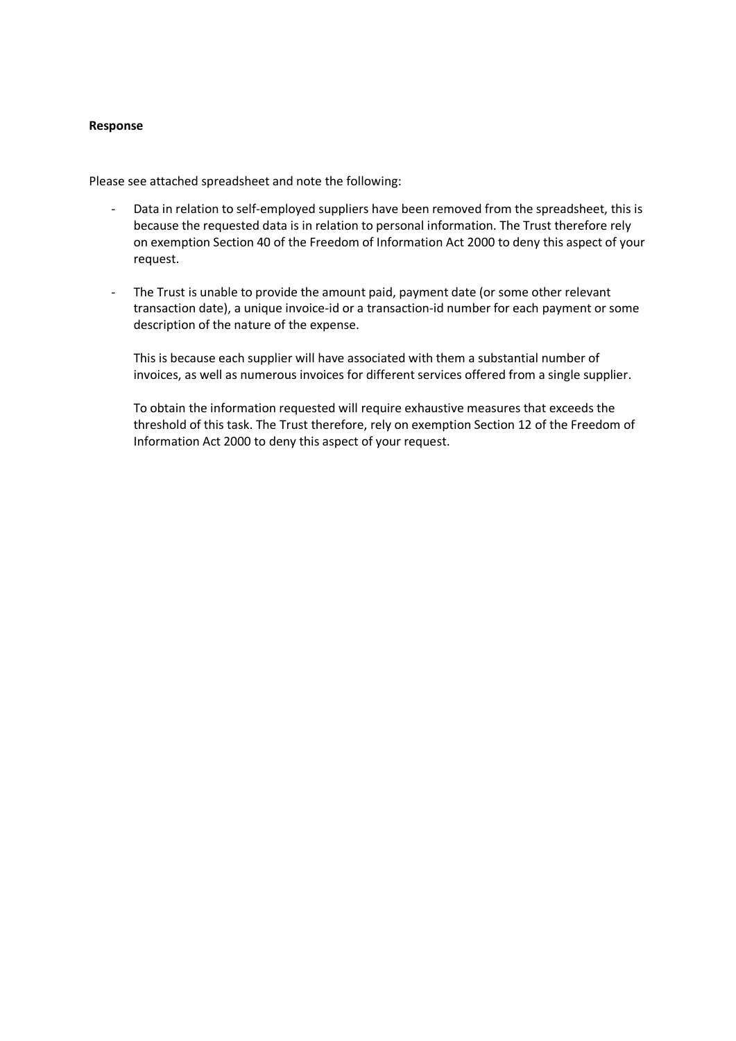**Response**

Please see attached spreadsheet and note the following:

- Data in relation to self-employed suppliers have been removed from the spreadsheet, this is because the requested data is in relation to personal information. The Trust therefore rely on exemption Section 40 of the Freedom of Information Act 2000 to deny this aspect of your request.

- The Trust is unable to provide the amount paid, payment date (or some other relevant transaction date), a unique invoice-id or a transaction-id number for each payment or some description of the nature of the expense.

  This is because each supplier will have associated with them a substantial number of invoices, as well as numerous invoices for different services offered from a single supplier.

  To obtain the information requested will require exhaustive measures that exceeds the threshold of this task. The Trust therefore, rely on exemption Section 12 of the Freedom of Information Act 2000 to deny this aspect of your request.